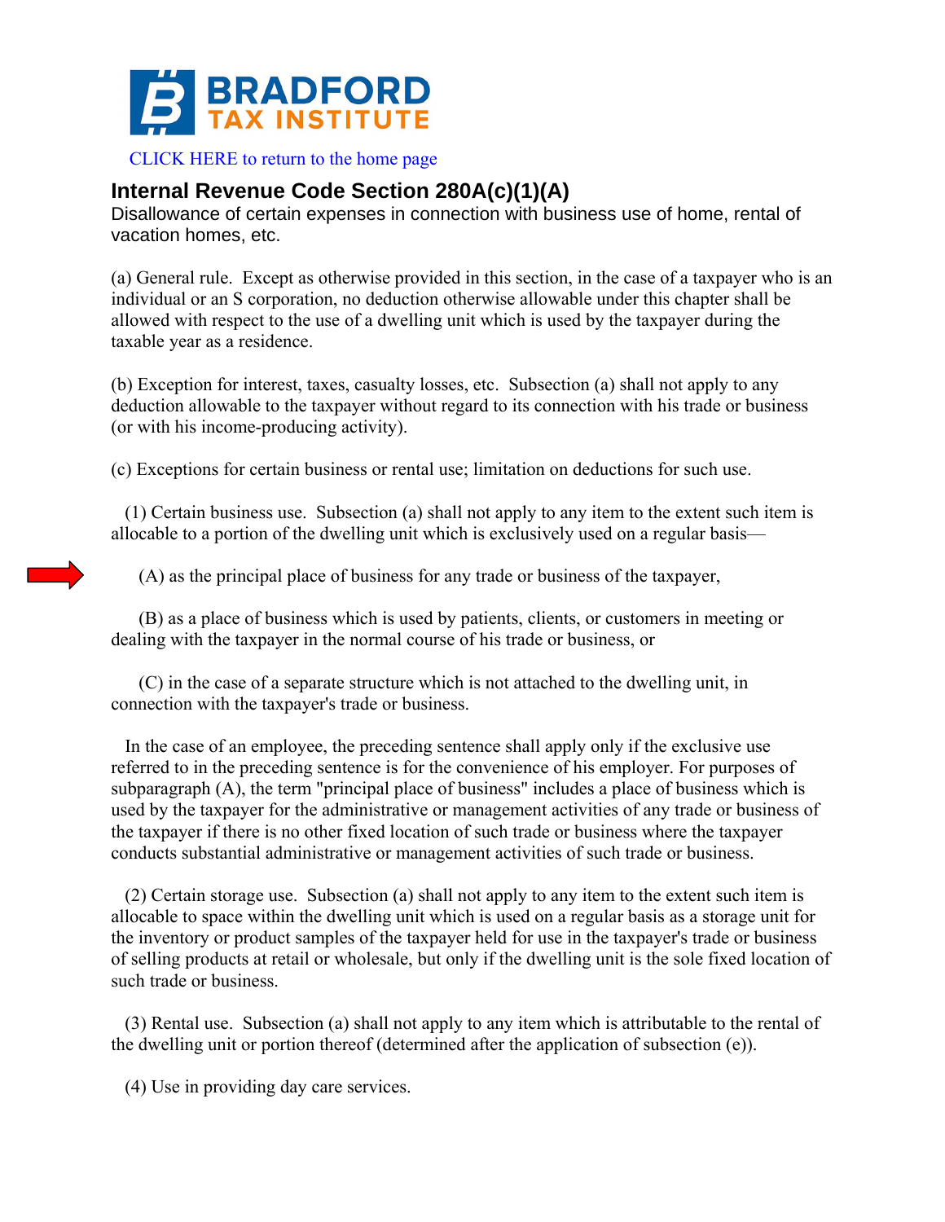BRADFORD TAX INSTITUTE

CLICK HERE to return to the home page

## Internal Revenue Code Section 280A(c)(1)(A)

Disallowance of certain expenses in connection with business use of home, rental of vacation homes, etc.

(a) General rule. Except as otherwise provided in this section, in the case of a taxpayer who is an individual or an S corporation, no deduction otherwise allowable under this chapter shall be allowed with respect to the use of a dwelling unit which is used by the taxpayer during the taxable year as a residence.

(b) Exception for interest, taxes, casualty losses, etc. Subsection (a) shall not apply to any deduction allowable to the taxpayer without regard to its connection with his trade or business (or with his income-producing activity).

(c) Exceptions for certain business or rental use; limitation on deductions for such use.

(1) Certain business use. Subsection (a) shall not apply to any item to the extent such item is allocable to a portion of the dwelling unit which is exclusively used on a regular basis—

(A) as the principal place of business for any trade or business of the taxpayer,

(B) as a place of business which is used by patients, clients, or customers in meeting or dealing with the taxpayer in the normal course of his trade or business, or

(C) in the case of a separate structure which is not attached to the dwelling unit, in connection with the taxpayer's trade or business.

In the case of an employee, the preceding sentence shall apply only if the exclusive use referred to in the preceding sentence is for the convenience of his employer. For purposes of subparagraph (A), the term "principal place of business" includes a place of business which is used by the taxpayer for the administrative or management activities of any trade or business of the taxpayer if there is no other fixed location of such trade or business where the taxpayer conducts substantial administrative or management activities of such trade or business.

(2) Certain storage use. Subsection (a) shall not apply to any item to the extent such item is allocable to space within the dwelling unit which is used on a regular basis as a storage unit for the inventory or product samples of the taxpayer held for use in the taxpayer's trade or business of selling products at retail or wholesale, but only if the dwelling unit is the sole fixed location of such trade or business.

(3) Rental use. Subsection (a) shall not apply to any item which is attributable to the rental of the dwelling unit or portion thereof (determined after the application of subsection (e)).

(4) Use in providing day care services.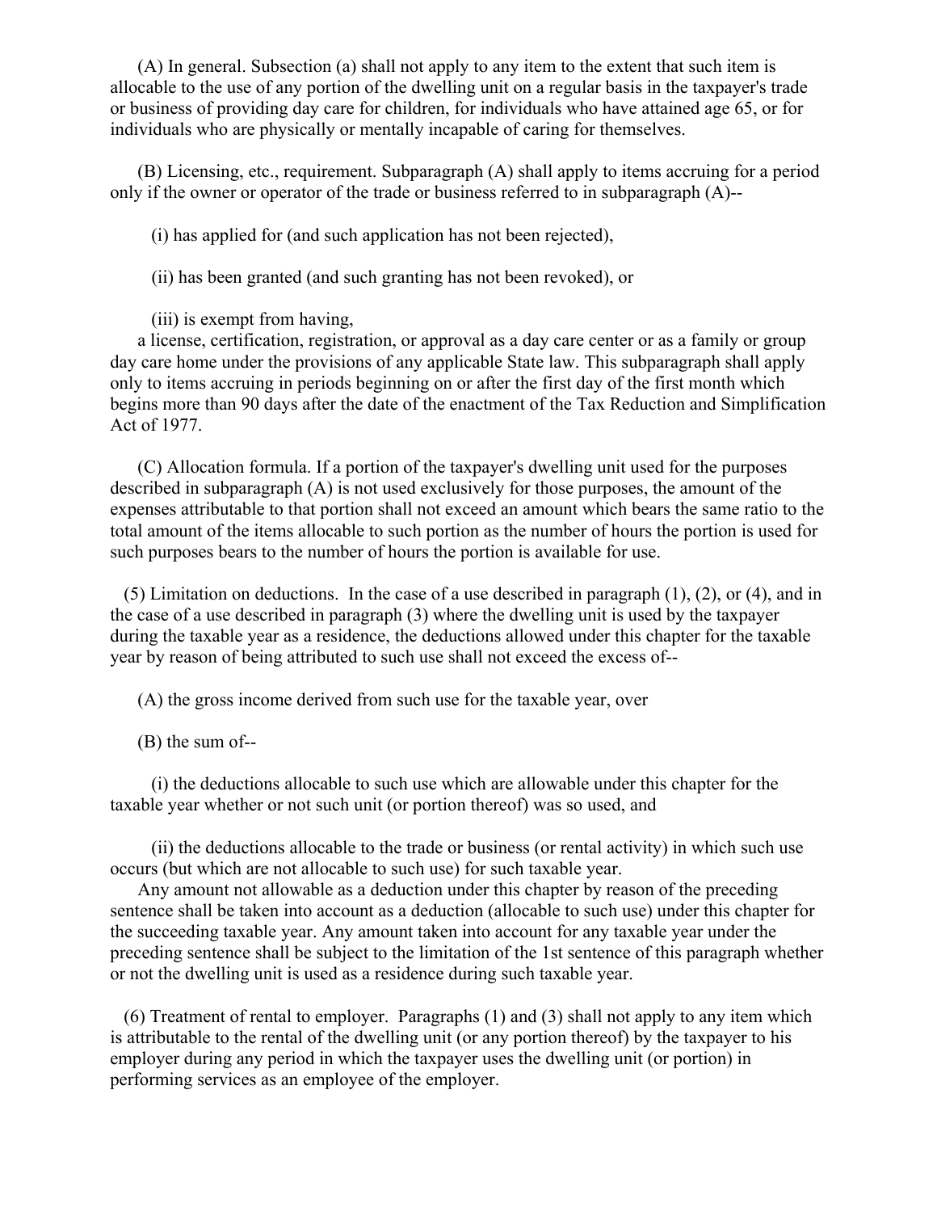(A) In general. Subsection (a) shall not apply to any item to the extent that such item is allocable to the use of any portion of the dwelling unit on a regular basis in the taxpayer's trade or business of providing day care for children, for individuals who have attained age 65, or for individuals who are physically or mentally incapable of caring for themselves.

(B) Licensing, etc., requirement. Subparagraph (A) shall apply to items accruing for a period only if the owner or operator of the trade or business referred to in subparagraph (A)--

(i) has applied for (and such application has not been rejected),

(ii) has been granted (and such granting has not been revoked), or

(iii) is exempt from having,

a license, certification, registration, or approval as a day care center or as a family or group day care home under the provisions of any applicable State law. This subparagraph shall apply only to items accruing in periods beginning on or after the first day of the first month which begins more than 90 days after the date of the enactment of the Tax Reduction and Simplification Act of 1977.

(C) Allocation formula. If a portion of the taxpayer's dwelling unit used for the purposes described in subparagraph (A) is not used exclusively for those purposes, the amount of the expenses attributable to that portion shall not exceed an amount which bears the same ratio to the total amount of the items allocable to such portion as the number of hours the portion is used for such purposes bears to the number of hours the portion is available for use.

(5) Limitation on deductions. In the case of a use described in paragraph (1), (2), or (4), and in the case of a use described in paragraph (3) where the dwelling unit is used by the taxpayer during the taxable year as a residence, the deductions allowed under this chapter for the taxable year by reason of being attributed to such use shall not exceed the excess of--

(A) the gross income derived from such use for the taxable year, over

(B) the sum of--

(i) the deductions allocable to such use which are allowable under this chapter for the taxable year whether or not such unit (or portion thereof) was so used, and

(ii) the deductions allocable to the trade or business (or rental activity) in which such use occurs (but which are not allocable to such use) for such taxable year.

Any amount not allowable as a deduction under this chapter by reason of the preceding sentence shall be taken into account as a deduction (allocable to such use) under this chapter for the succeeding taxable year. Any amount taken into account for any taxable year under the preceding sentence shall be subject to the limitation of the 1st sentence of this paragraph whether or not the dwelling unit is used as a residence during such taxable year.

(6) Treatment of rental to employer. Paragraphs (1) and (3) shall not apply to any item which is attributable to the rental of the dwelling unit (or any portion thereof) by the taxpayer to his employer during any period in which the taxpayer uses the dwelling unit (or portion) in performing services as an employee of the employer.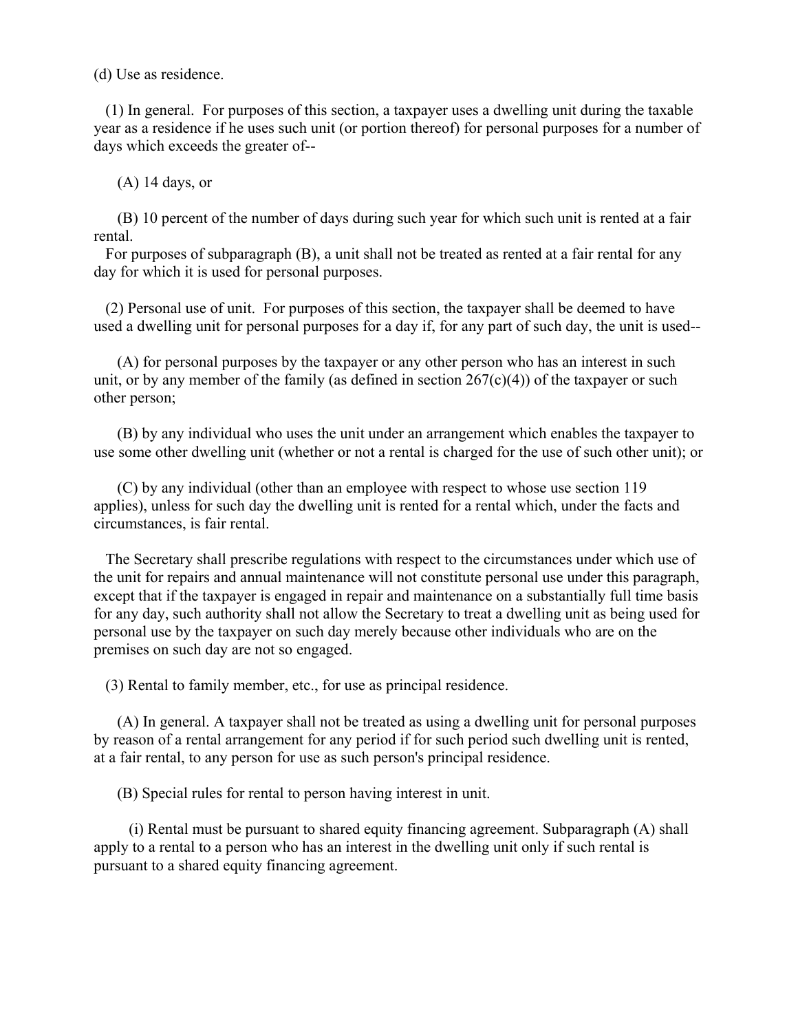(d) Use as residence.

(1) In general. For purposes of this section, a taxpayer uses a dwelling unit during the taxable year as a residence if he uses such unit (or portion thereof) for personal purposes for a number of days which exceeds the greater of--

(A) 14 days, or

(B) 10 percent of the number of days during such year for which such unit is rented at a fair rental.

For purposes of subparagraph (B), a unit shall not be treated as rented at a fair rental for any day for which it is used for personal purposes.

(2) Personal use of unit. For purposes of this section, the taxpayer shall be deemed to have used a dwelling unit for personal purposes for a day if, for any part of such day, the unit is used--

(A) for personal purposes by the taxpayer or any other person who has an interest in such unit, or by any member of the family (as defined in section 267(c)(4)) of the taxpayer or such other person;

(B) by any individual who uses the unit under an arrangement which enables the taxpayer to use some other dwelling unit (whether or not a rental is charged for the use of such other unit); or

(C) by any individual (other than an employee with respect to whose use section 119 applies), unless for such day the dwelling unit is rented for a rental which, under the facts and circumstances, is fair rental.

The Secretary shall prescribe regulations with respect to the circumstances under which use of the unit for repairs and annual maintenance will not constitute personal use under this paragraph, except that if the taxpayer is engaged in repair and maintenance on a substantially full time basis for any day, such authority shall not allow the Secretary to treat a dwelling unit as being used for personal use by the taxpayer on such day merely because other individuals who are on the premises on such day are not so engaged.

(3) Rental to family member, etc., for use as principal residence.

(A) In general. A taxpayer shall not be treated as using a dwelling unit for personal purposes by reason of a rental arrangement for any period if for such period such dwelling unit is rented, at a fair rental, to any person for use as such person's principal residence.

(B) Special rules for rental to person having interest in unit.

(i) Rental must be pursuant to shared equity financing agreement. Subparagraph (A) shall apply to a rental to a person who has an interest in the dwelling unit only if such rental is pursuant to a shared equity financing agreement.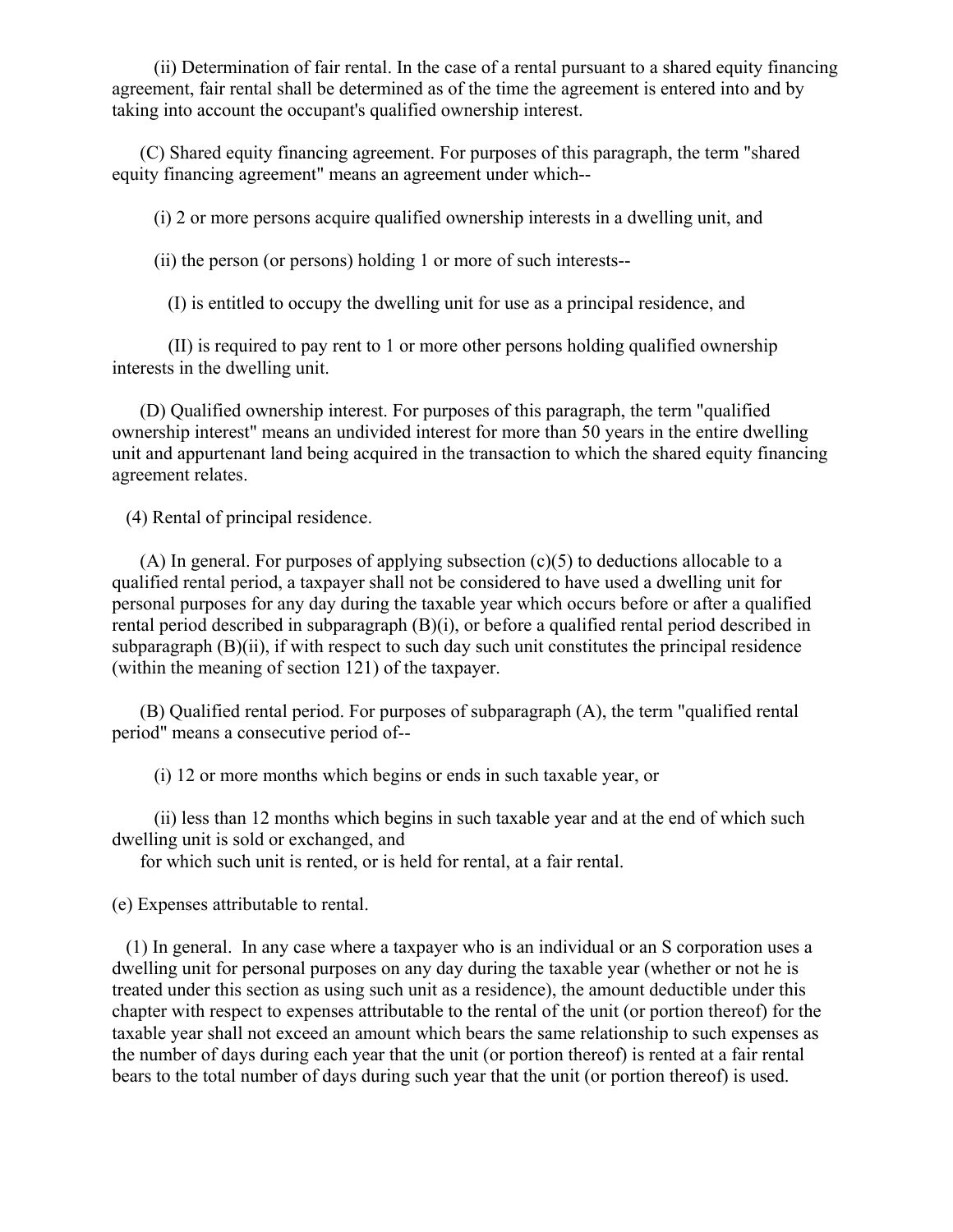(ii) Determination of fair rental. In the case of a rental pursuant to a shared equity financing agreement, fair rental shall be determined as of the time the agreement is entered into and by taking into account the occupant's qualified ownership interest.

(C) Shared equity financing agreement. For purposes of this paragraph, the term "shared equity financing agreement" means an agreement under which--

(i) 2 or more persons acquire qualified ownership interests in a dwelling unit, and

(ii) the person (or persons) holding 1 or more of such interests--

(I) is entitled to occupy the dwelling unit for use as a principal residence, and

(II) is required to pay rent to 1 or more other persons holding qualified ownership interests in the dwelling unit.

(D) Qualified ownership interest. For purposes of this paragraph, the term "qualified ownership interest" means an undivided interest for more than 50 years in the entire dwelling unit and appurtenant land being acquired in the transaction to which the shared equity financing agreement relates.

(4) Rental of principal residence.

(A) In general. For purposes of applying subsection (c)(5) to deductions allocable to a qualified rental period, a taxpayer shall not be considered to have used a dwelling unit for personal purposes for any day during the taxable year which occurs before or after a qualified rental period described in subparagraph (B)(i), or before a qualified rental period described in subparagraph (B)(ii), if with respect to such day such unit constitutes the principal residence (within the meaning of section 121) of the taxpayer.

(B) Qualified rental period. For purposes of subparagraph (A), the term "qualified rental period" means a consecutive period of--

(i) 12 or more months which begins or ends in such taxable year, or

(ii) less than 12 months which begins in such taxable year and at the end of which such dwelling unit is sold or exchanged, and

for which such unit is rented, or is held for rental, at a fair rental.

(e) Expenses attributable to rental.

(1) In general. In any case where a taxpayer who is an individual or an S corporation uses a dwelling unit for personal purposes on any day during the taxable year (whether or not he is treated under this section as using such unit as a residence), the amount deductible under this chapter with respect to expenses attributable to the rental of the unit (or portion thereof) for the taxable year shall not exceed an amount which bears the same relationship to such expenses as the number of days during each year that the unit (or portion thereof) is rented at a fair rental bears to the total number of days during such year that the unit (or portion thereof) is used.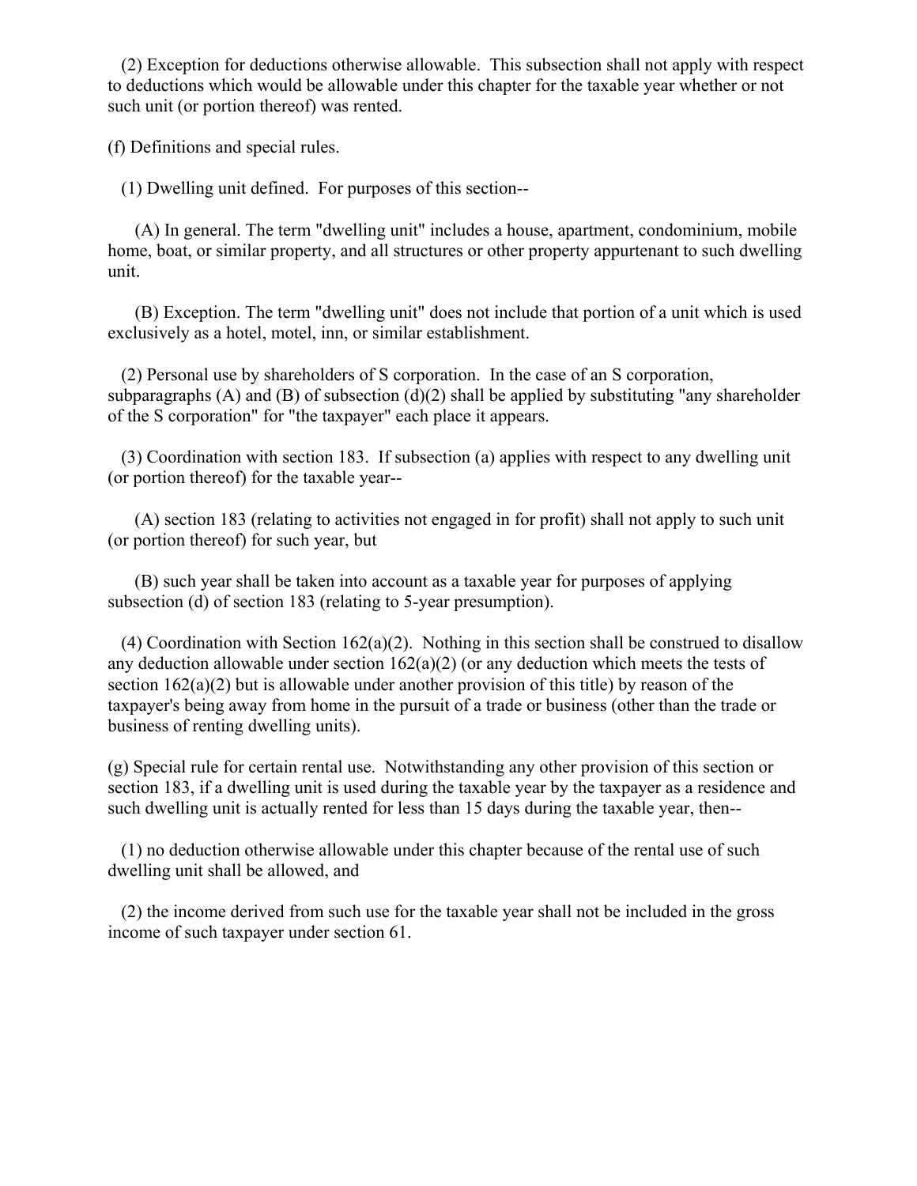(2) Exception for deductions otherwise allowable. This subsection shall not apply with respect to deductions which would be allowable under this chapter for the taxable year whether or not such unit (or portion thereof) was rented.

(f) Definitions and special rules.

(1) Dwelling unit defined. For purposes of this section--

(A) In general. The term "dwelling unit" includes a house, apartment, condominium, mobile home, boat, or similar property, and all structures or other property appurtenant to such dwelling unit.

(B) Exception. The term "dwelling unit" does not include that portion of a unit which is used exclusively as a hotel, motel, inn, or similar establishment.

(2) Personal use by shareholders of S corporation. In the case of an S corporation, subparagraphs (A) and (B) of subsection (d)(2) shall be applied by substituting "any shareholder of the S corporation" for "the taxpayer" each place it appears.

(3) Coordination with section 183. If subsection (a) applies with respect to any dwelling unit (or portion thereof) for the taxable year--

(A) section 183 (relating to activities not engaged in for profit) shall not apply to such unit (or portion thereof) for such year, but

(B) such year shall be taken into account as a taxable year for purposes of applying subsection (d) of section 183 (relating to 5-year presumption).

(4) Coordination with Section 162(a)(2). Nothing in this section shall be construed to disallow any deduction allowable under section 162(a)(2) (or any deduction which meets the tests of section 162(a)(2) but is allowable under another provision of this title) by reason of the taxpayer's being away from home in the pursuit of a trade or business (other than the trade or business of renting dwelling units).

(g) Special rule for certain rental use. Notwithstanding any other provision of this section or section 183, if a dwelling unit is used during the taxable year by the taxpayer as a residence and such dwelling unit is actually rented for less than 15 days during the taxable year, then--

(1) no deduction otherwise allowable under this chapter because of the rental use of such dwelling unit shall be allowed, and

(2) the income derived from such use for the taxable year shall not be included in the gross income of such taxpayer under section 61.